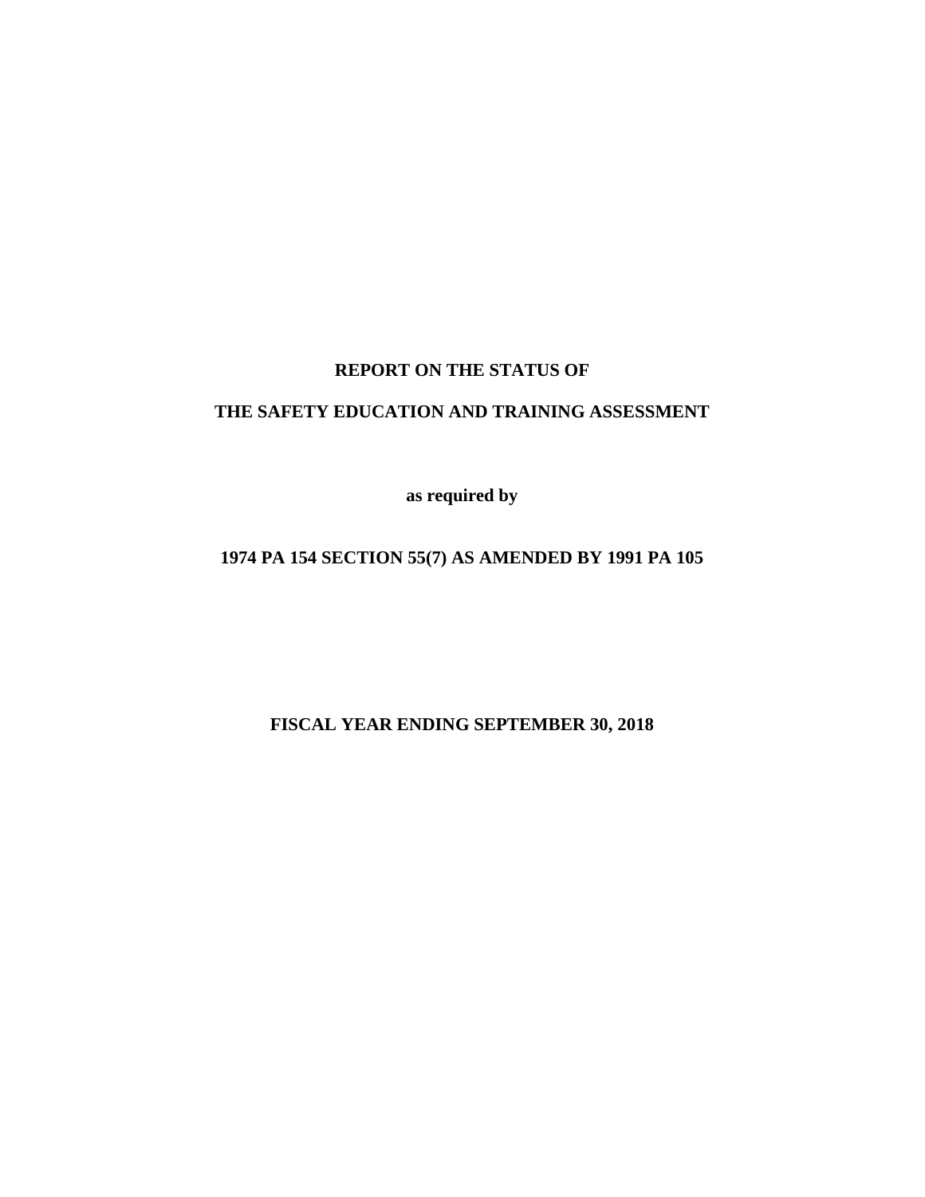# REPORT ON THE STATUS OF

# THE SAFETY EDUCATION AND TRAINING ASSESSMENT

**as required by**

**1974 PA 154 SECTION 55(7) AS AMENDED BY 1991 PA 105**

**FISCAL YEAR ENDING SEPTEMBER 30, 2018**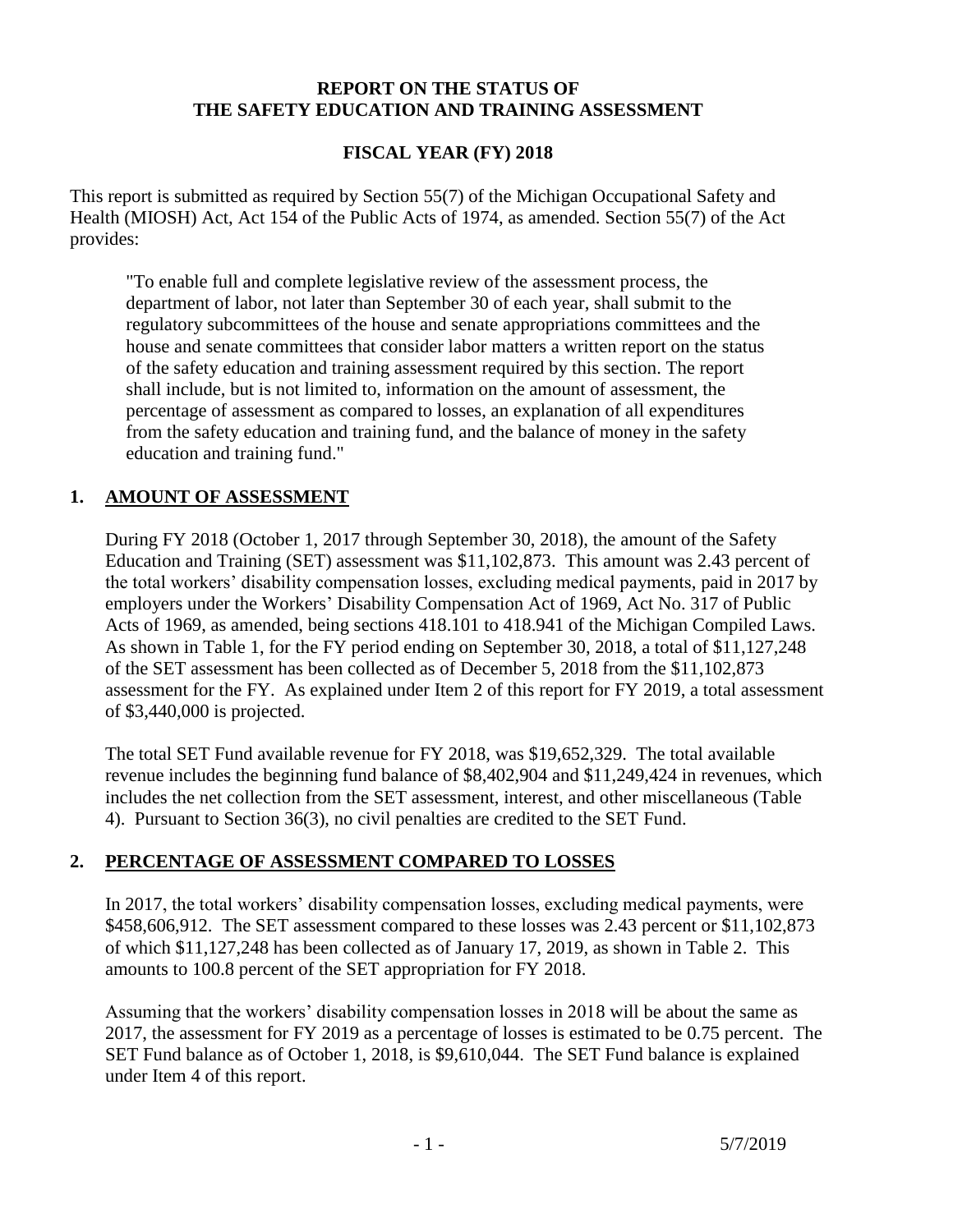**REPORT ON THE STATUS OF THE SAFETY EDUCATION AND TRAINING ASSESSMENT**

**FISCAL YEAR (FY) 2018**

This report is submitted as required by Section 55(7) of the Michigan Occupational Safety and Health (MIOSH) Act, Act 154 of the Public Acts of 1974, as amended. Section 55(7) of the Act provides:

> "To enable full and complete legislative review of the assessment process, the department of labor, not later than September 30 of each year, shall submit to the regulatory subcommittees of the house and senate appropriations committees and the house and senate committees that consider labor matters a written report on the status of the safety education and training assessment required by this section. The report shall include, but is not limited to, information on the amount of assessment, the percentage of assessment as compared to losses, an explanation of all expenditures from the safety education and training fund, and the balance of money in the safety education and training fund."

## 1. AMOUNT OF ASSESSMENT

During FY 2018 (October 1, 2017 through September 30, 2018), the amount of the Safety Education and Training (SET) assessment was $11,102,873. This amount was 2.43 percent of the total workers' disability compensation losses, excluding medical payments, paid in 2017 by employers under the Workers' Disability Compensation Act of 1969, Act No. 317 of Public Acts of 1969, as amended, being sections 418.101 to 418.941 of the Michigan Compiled Laws. As shown in Table 1, for the FY period ending on September 30, 2018, a total of $11,127,248 of the SET assessment has been collected as of December 5, 2018 from the $11,102,873 assessment for the FY. As explained under Item 2 of this report for FY 2019, a total assessment of $3,440,000 is projected.

The total SET Fund available revenue for FY 2018, was $19,652,329. The total available revenue includes the beginning fund balance of $8,402,904 and $11,249,424 in revenues, which includes the net collection from the SET assessment, interest, and other miscellaneous (Table 4). Pursuant to Section 36(3), no civil penalties are credited to the SET Fund.

## 2. PERCENTAGE OF ASSESSMENT COMPARED TO LOSSES

In 2017, the total workers' disability compensation losses, excluding medical payments, were $458,606,912. The SET assessment compared to these losses was 2.43 percent or $11,102,873 of which $11,127,248 has been collected as of January 17, 2019, as shown in Table 2. This amounts to 100.8 percent of the SET appropriation for FY 2018.

Assuming that the workers' disability compensation losses in 2018 will be about the same as 2017, the assessment for FY 2019 as a percentage of losses is estimated to be 0.75 percent. The SET Fund balance as of October 1, 2018, is $9,610,044. The SET Fund balance is explained under Item 4 of this report.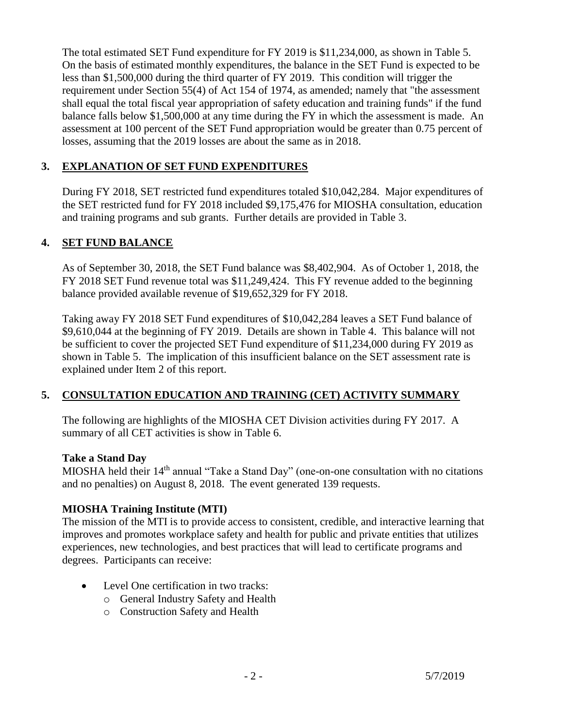The total estimated SET Fund expenditure for FY 2019 is $11,234,000, as shown in Table 5. On the basis of estimated monthly expenditures, the balance in the SET Fund is expected to be less than $1,500,000 during the third quarter of FY 2019. This condition will trigger the requirement under Section 55(4) of Act 154 of 1974, as amended; namely that "the assessment shall equal the total fiscal year appropriation of safety education and training funds" if the fund balance falls below $1,500,000 at any time during the FY in which the assessment is made. An assessment at 100 percent of the SET Fund appropriation would be greater than 0.75 percent of losses, assuming that the 2019 losses are about the same as in 2018.

## 3. EXPLANATION OF SET FUND EXPENDITURES

During FY 2018, SET restricted fund expenditures totaled $10,042,284. Major expenditures of the SET restricted fund for FY 2018 included $9,175,476 for MIOSHA consultation, education and training programs and sub grants. Further details are provided in Table 3.

## 4. SET FUND BALANCE

As of September 30, 2018, the SET Fund balance was $8,402,904. As of October 1, 2018, the FY 2018 SET Fund revenue total was $11,249,424. This FY revenue added to the beginning balance provided available revenue of $19,652,329 for FY 2018.

Taking away FY 2018 SET Fund expenditures of $10,042,284 leaves a SET Fund balance of $9,610,044 at the beginning of FY 2019. Details are shown in Table 4. This balance will not be sufficient to cover the projected SET Fund expenditure of $11,234,000 during FY 2019 as shown in Table 5. The implication of this insufficient balance on the SET assessment rate is explained under Item 2 of this report.

## 5. CONSULTATION EDUCATION AND TRAINING (CET) ACTIVITY SUMMARY

The following are highlights of the MIOSHA CET Division activities during FY 2017. A summary of all CET activities is show in Table 6.

**Take a Stand Day**

MIOSHA held their 14th annual "Take a Stand Day" (one-on-one consultation with no citations and no penalties) on August 8, 2018. The event generated 139 requests.

**MIOSHA Training Institute (MTI)**

The mission of the MTI is to provide access to consistent, credible, and interactive learning that improves and promotes workplace safety and health for public and private entities that utilizes experiences, new technologies, and best practices that will lead to certificate programs and degrees. Participants can receive:

- Level One certification in two tracks:
  - General Industry Safety and Health
  - Construction Safety and Health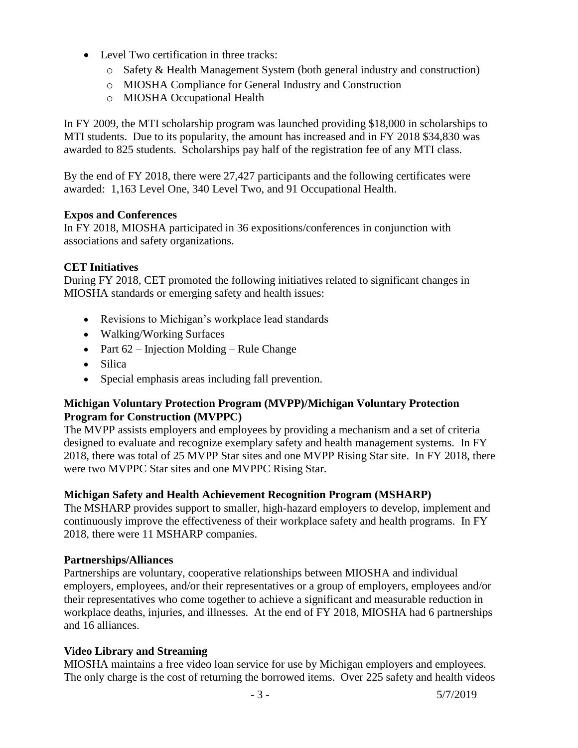- Level Two certification in three tracks:
  - Safety & Health Management System (both general industry and construction)
  - MIOSHA Compliance for General Industry and Construction
  - MIOSHA Occupational Health

In FY 2009, the MTI scholarship program was launched providing $18,000 in scholarships to MTI students. Due to its popularity, the amount has increased and in FY 2018 $34,830 was awarded to 825 students. Scholarships pay half of the registration fee of any MTI class.

By the end of FY 2018, there were 27,427 participants and the following certificates were awarded: 1,163 Level One, 340 Level Two, and 91 Occupational Health.

**Expos and Conferences**
In FY 2018, MIOSHA participated in 36 expositions/conferences in conjunction with associations and safety organizations.

**CET Initiatives**
During FY 2018, CET promoted the following initiatives related to significant changes in MIOSHA standards or emerging safety and health issues:

- Revisions to Michigan's workplace lead standards
- Walking/Working Surfaces
- Part 62 – Injection Molding – Rule Change
- Silica
- Special emphasis areas including fall prevention.

**Michigan Voluntary Protection Program (MVPP)/Michigan Voluntary Protection Program for Construction (MVPPC)**
The MVPP assists employers and employees by providing a mechanism and a set of criteria designed to evaluate and recognize exemplary safety and health management systems. In FY 2018, there was total of 25 MVPP Star sites and one MVPP Rising Star site. In FY 2018, there were two MVPPC Star sites and one MVPPC Rising Star.

**Michigan Safety and Health Achievement Recognition Program (MSHARP)**
The MSHARP provides support to smaller, high-hazard employers to develop, implement and continuously improve the effectiveness of their workplace safety and health programs. In FY 2018, there were 11 MSHARP companies.

**Partnerships/Alliances**
Partnerships are voluntary, cooperative relationships between MIOSHA and individual employers, employees, and/or their representatives or a group of employers, employees and/or their representatives who come together to achieve a significant and measurable reduction in workplace deaths, injuries, and illnesses. At the end of FY 2018, MIOSHA had 6 partnerships and 16 alliances.

**Video Library and Streaming**
MIOSHA maintains a free video loan service for use by Michigan employers and employees. The only charge is the cost of returning the borrowed items. Over 225 safety and health videos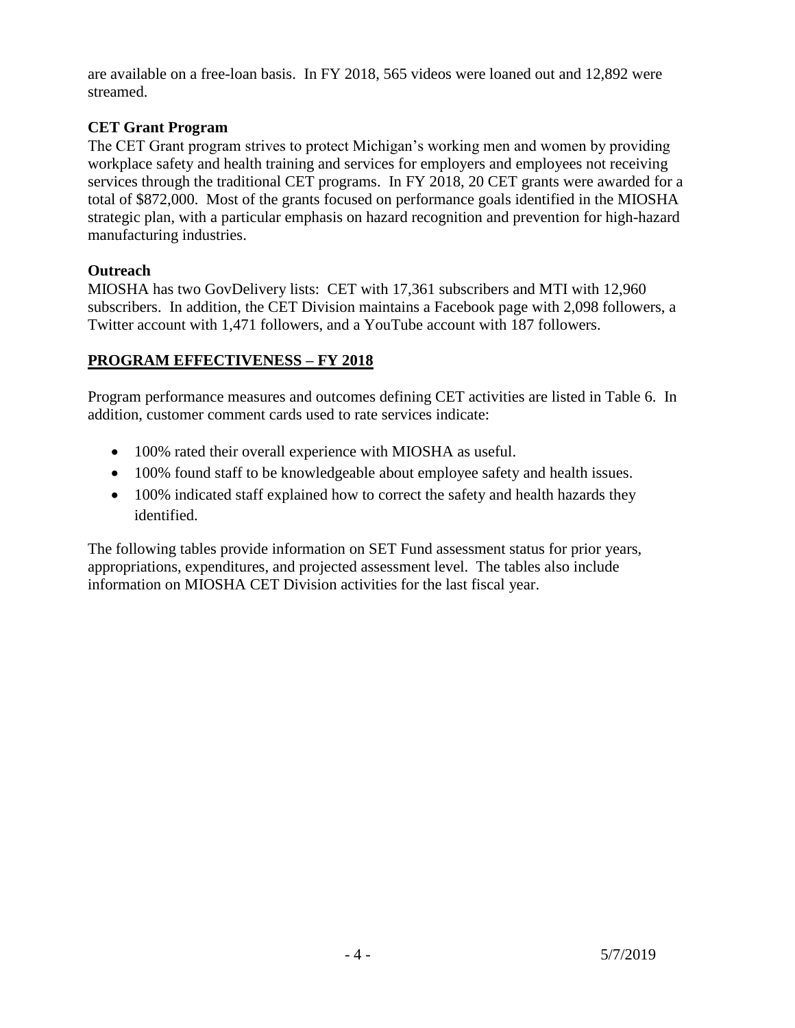are available on a free-loan basis. In FY 2018, 565 videos were loaned out and 12,892 were streamed.

**CET Grant Program**

The CET Grant program strives to protect Michigan's working men and women by providing workplace safety and health training and services for employers and employees not receiving services through the traditional CET programs. In FY 2018, 20 CET grants were awarded for a total of $872,000. Most of the grants focused on performance goals identified in the MIOSHA strategic plan, with a particular emphasis on hazard recognition and prevention for high-hazard manufacturing industries.

**Outreach**

MIOSHA has two GovDelivery lists: CET with 17,361 subscribers and MTI with 12,960 subscribers. In addition, the CET Division maintains a Facebook page with 2,098 followers, a Twitter account with 1,471 followers, and a YouTube account with 187 followers.

## PROGRAM EFFECTIVENESS – FY 2018

Program performance measures and outcomes defining CET activities are listed in Table 6. In addition, customer comment cards used to rate services indicate:

- 100% rated their overall experience with MIOSHA as useful.
- 100% found staff to be knowledgeable about employee safety and health issues.
- 100% indicated staff explained how to correct the safety and health hazards they identified.

The following tables provide information on SET Fund assessment status for prior years, appropriations, expenditures, and projected assessment level. The tables also include information on MIOSHA CET Division activities for the last fiscal year.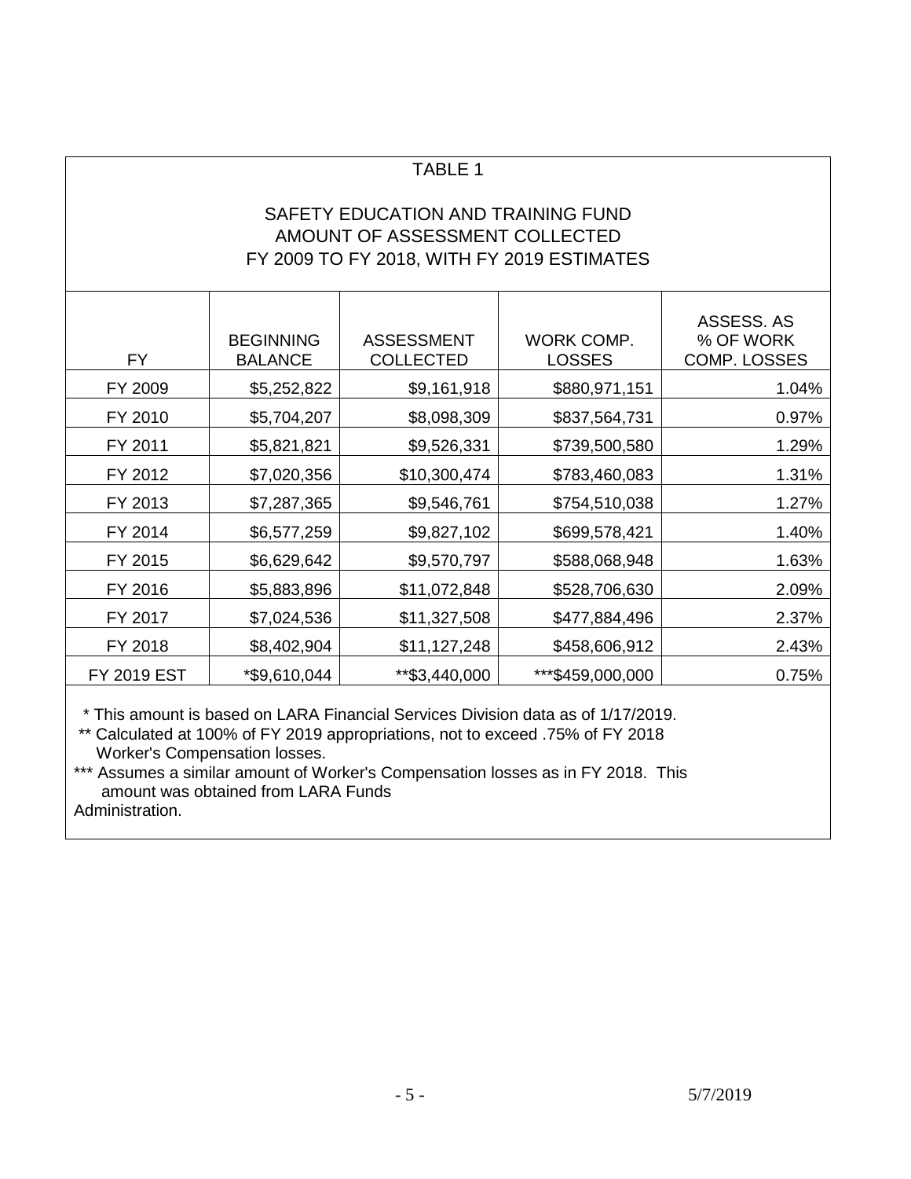## TABLE 1

### SAFETY EDUCATION AND TRAINING FUND AMOUNT OF ASSESSMENT COLLECTED FY 2009 TO FY 2018, WITH FY 2019 ESTIMATES

| FY | BEGINNING BALANCE | ASSESSMENT COLLECTED | WORK COMP. LOSSES | ASSESS. AS % OF WORK COMP. LOSSES |
|---|---|---|---|---|
| FY 2009 | $5,252,822 | $9,161,918 | $880,971,151 | 1.04% |
| FY 2010 | $5,704,207 | $8,098,309 | $837,564,731 | 0.97% |
| FY 2011 | $5,821,821 | $9,526,331 | $739,500,580 | 1.29% |
| FY 2012 | $7,020,356 | $10,300,474 | $783,460,083 | 1.31% |
| FY 2013 | $7,287,365 | $9,546,761 | $754,510,038 | 1.27% |
| FY 2014 | $6,577,259 | $9,827,102 | $699,578,421 | 1.40% |
| FY 2015 | $6,629,642 | $9,570,797 | $588,068,948 | 1.63% |
| FY 2016 | $5,883,896 | $11,072,848 | $528,706,630 | 2.09% |
| FY 2017 | $7,024,536 | $11,327,508 | $477,884,496 | 2.37% |
| FY 2018 | $8,402,904 | $11,127,248 | $458,606,912 | 2.43% |
| FY 2019 EST | *$9,610,044 | **$3,440,000 | ***$459,000,000 | 0.75% |

\* This amount is based on LARA Financial Services Division data as of 1/17/2019.

** Calculated at 100% of FY 2019 appropriations, not to exceed .75% of FY 2018 Worker's Compensation losses.

*** Assumes a similar amount of Worker's Compensation losses as in FY 2018. This amount was obtained from LARA Funds Administration.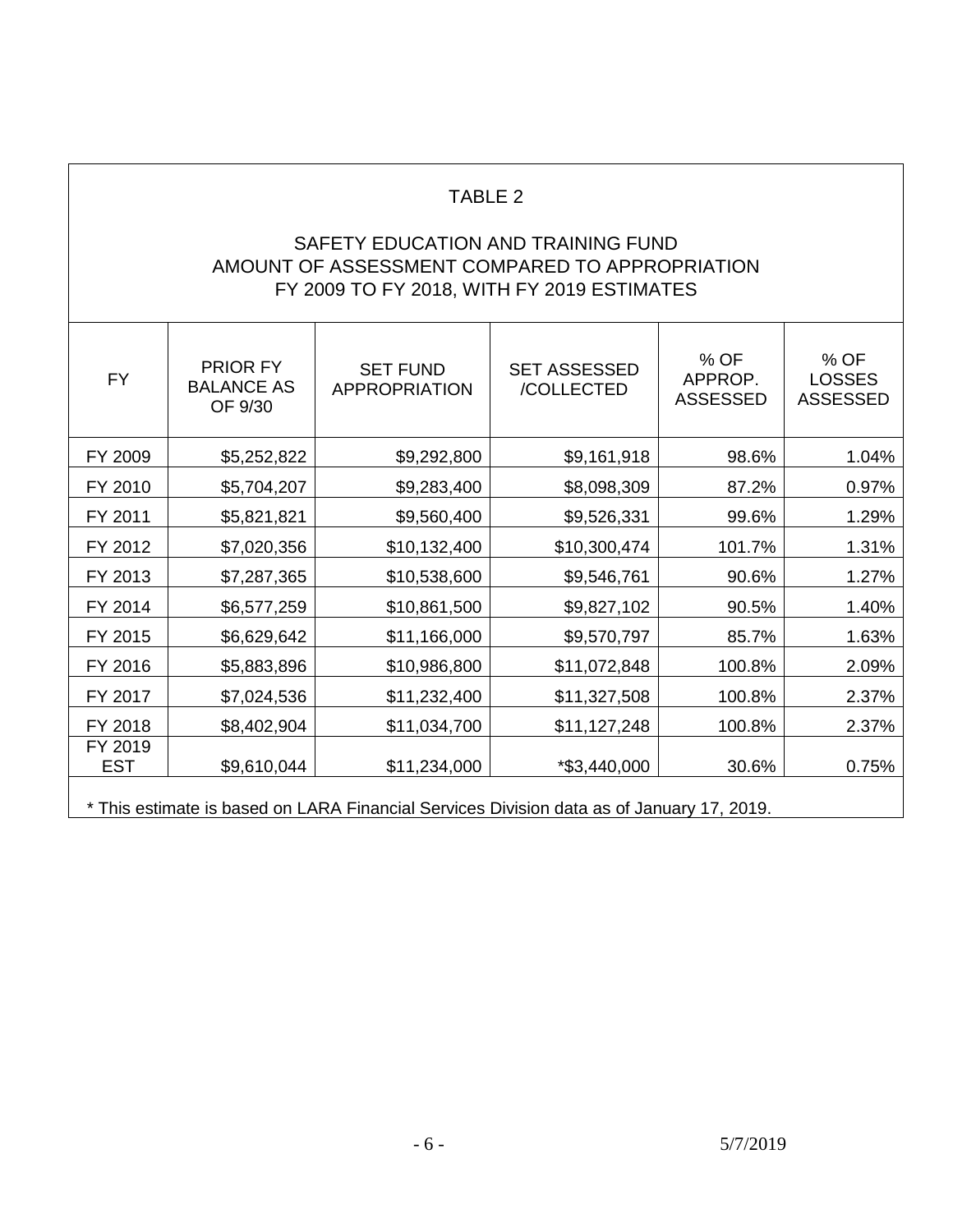TABLE 2

SAFETY EDUCATION AND TRAINING FUND
AMOUNT OF ASSESSMENT COMPARED TO APPROPRIATION
FY 2009 TO FY 2018, WITH FY 2019 ESTIMATES

| FY | PRIOR FY BALANCE AS OF 9/30 | SET FUND APPROPRIATION | SET ASSESSED /COLLECTED | % OF APPROP. ASSESSED | % OF LOSSES ASSESSED |
|---|---|---|---|---|---|
| FY 2009 | $5,252,822 | $9,292,800 | $9,161,918 | 98.6% | 1.04% |
| FY 2010 | $5,704,207 | $9,283,400 | $8,098,309 | 87.2% | 0.97% |
| FY 2011 | $5,821,821 | $9,560,400 | $9,526,331 | 99.6% | 1.29% |
| FY 2012 | $7,020,356 | $10,132,400 | $10,300,474 | 101.7% | 1.31% |
| FY 2013 | $7,287,365 | $10,538,600 | $9,546,761 | 90.6% | 1.27% |
| FY 2014 | $6,577,259 | $10,861,500 | $9,827,102 | 90.5% | 1.40% |
| FY 2015 | $6,629,642 | $11,166,000 | $9,570,797 | 85.7% | 1.63% |
| FY 2016 | $5,883,896 | $10,986,800 | $11,072,848 | 100.8% | 2.09% |
| FY 2017 | $7,024,536 | $11,232,400 | $11,327,508 | 100.8% | 2.37% |
| FY 2018 | $8,402,904 | $11,034,700 | $11,127,248 | 100.8% | 2.37% |
| FY 2019 EST | $9,610,044 | $11,234,000 | *$3,440,000 | 30.6% | 0.75% |

* This estimate is based on LARA Financial Services Division data as of January 17, 2019.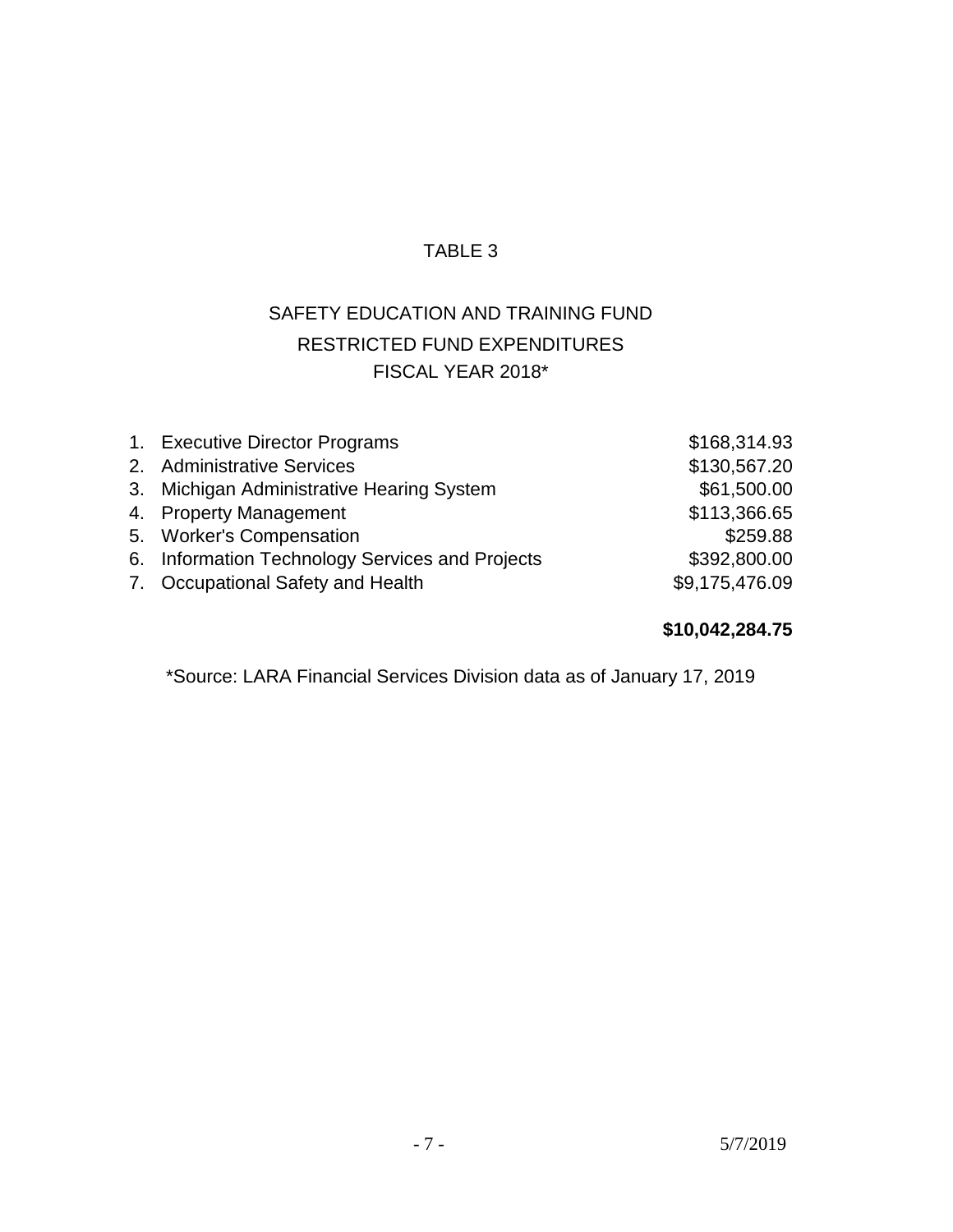TABLE 3

SAFETY EDUCATION AND TRAINING FUND
RESTRICTED FUND EXPENDITURES
FISCAL YEAR 2018*

| Item | Amount |
|---|---|
| 1. Executive Director Programs | $168,314.93 |
| 2. Administrative Services | $130,567.20 |
| 3. Michigan Administrative Hearing System | $61,500.00 |
| 4. Property Management | $113,366.65 |
| 5. Worker's Compensation | $259.88 |
| 6. Information Technology Services and Projects | $392,800.00 |
| 7. Occupational Safety and Health | $9,175,476.09 |
| | **$10,042,284.75** |

*Source: LARA Financial Services Division data as of January 17, 2019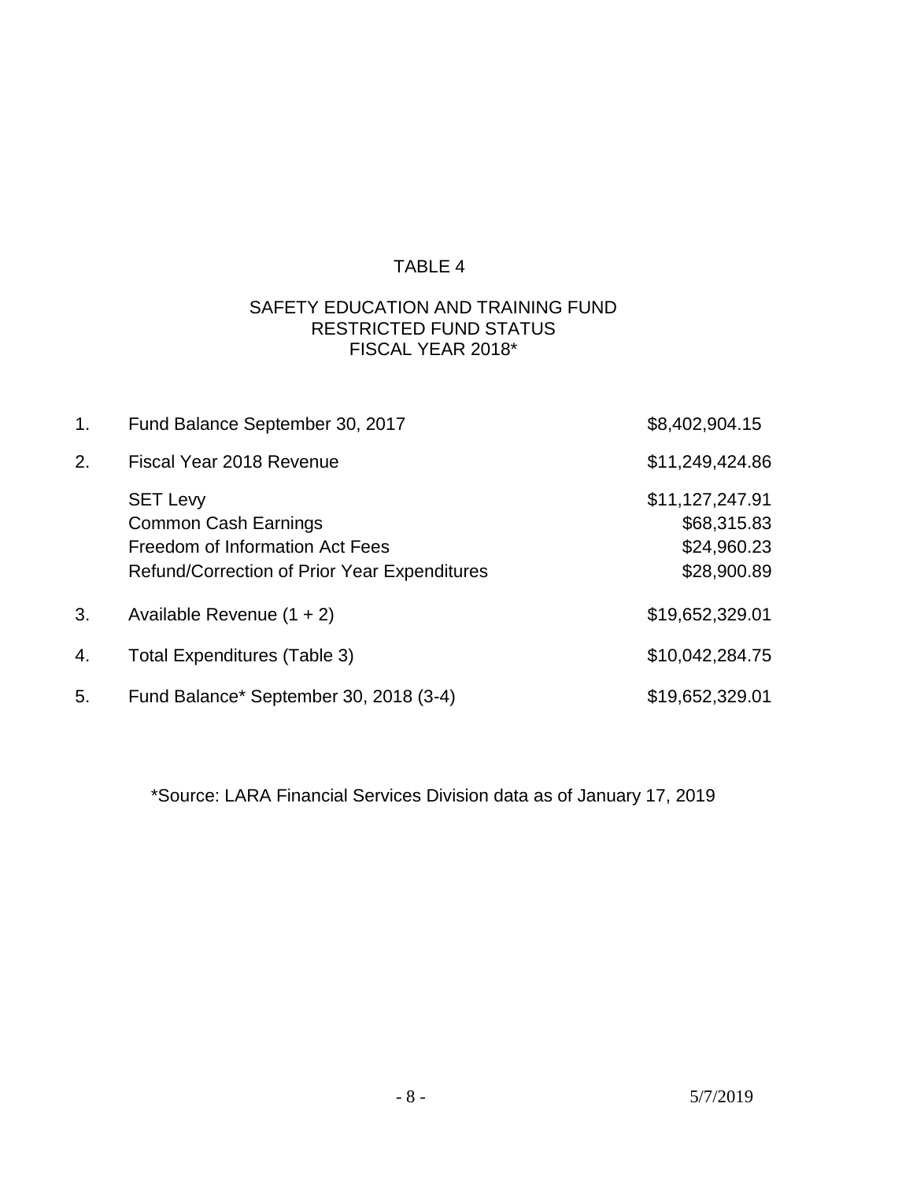TABLE 4

SAFETY EDUCATION AND TRAINING FUND
RESTRICTED FUND STATUS
FISCAL YEAR 2018*

| | | |
|---|---|---|
| 1. | Fund Balance September 30, 2017 | $8,402,904.15 |
| 2. | Fiscal Year 2018 Revenue | $11,249,424.86 |
| | SET Levy | $11,127,247.91 |
| | Common Cash Earnings | $68,315.83 |
| | Freedom of Information Act Fees | $24,960.23 |
| | Refund/Correction of Prior Year Expenditures | $28,900.89 |
| 3. | Available Revenue (1 + 2) | $19,652,329.01 |
| 4. | Total Expenditures (Table 3) | $10,042,284.75 |
| 5. | Fund Balance* September 30, 2018 (3-4) | $19,652,329.01 |

*Source: LARA Financial Services Division data as of January 17, 2019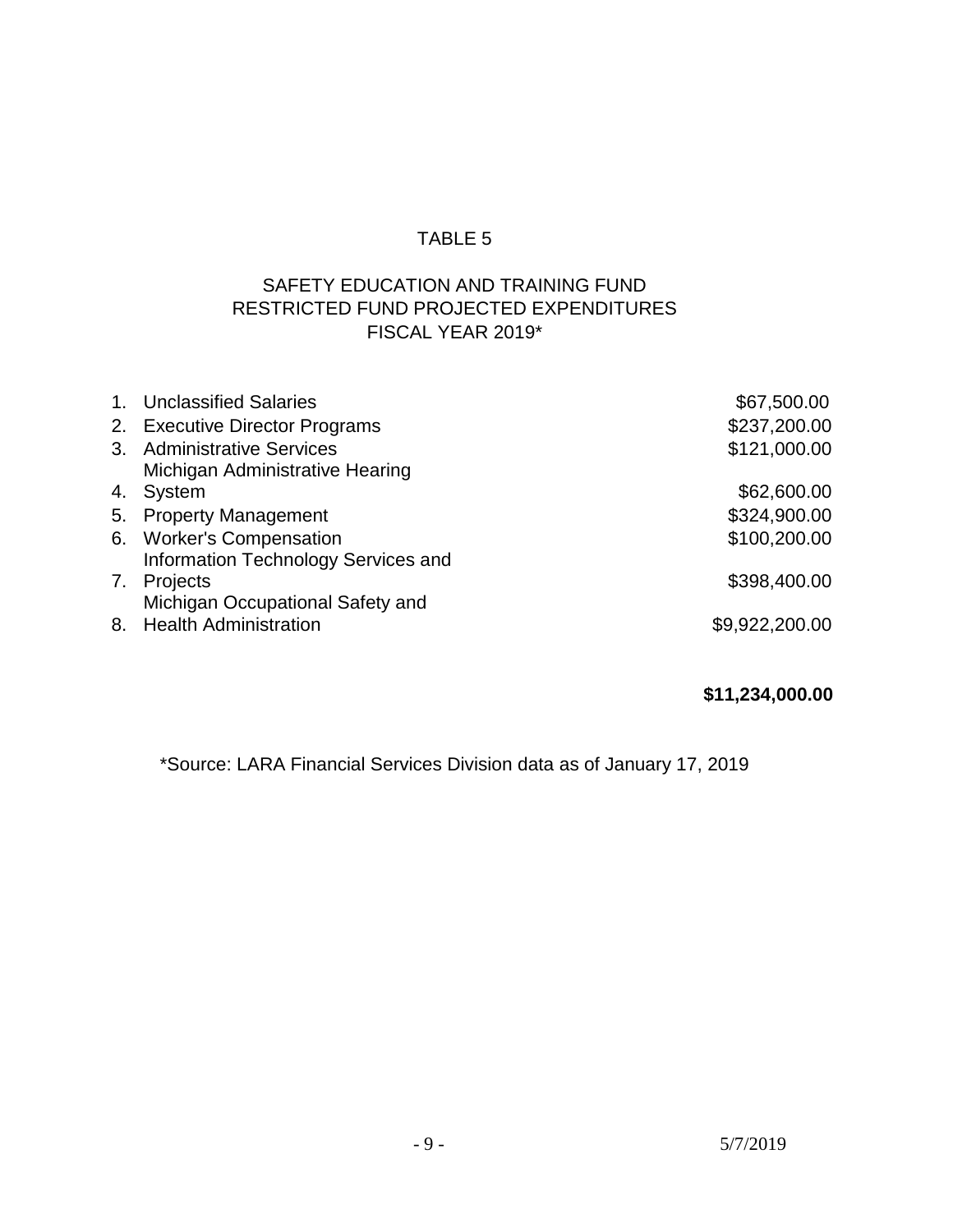TABLE 5

SAFETY EDUCATION AND TRAINING FUND
RESTRICTED FUND PROJECTED EXPENDITURES
FISCAL YEAR 2019*

| | Item | Amount |
|---|---|---|
| 1. | Unclassified Salaries | $67,500.00 |
| 2. | Executive Director Programs | $237,200.00 |
| 3. | Administrative Services | $121,000.00 |
| 4. | Michigan Administrative Hearing System | $62,600.00 |
| 5. | Property Management | $324,900.00 |
| 6. | Worker's Compensation | $100,200.00 |
| 7. | Information Technology Services and Projects | $398,400.00 |
| 8. | Michigan Occupational Safety and Health Administration | $9,922,200.00 |
| | | **$11,234,000.00** |

*Source: LARA Financial Services Division data as of January 17, 2019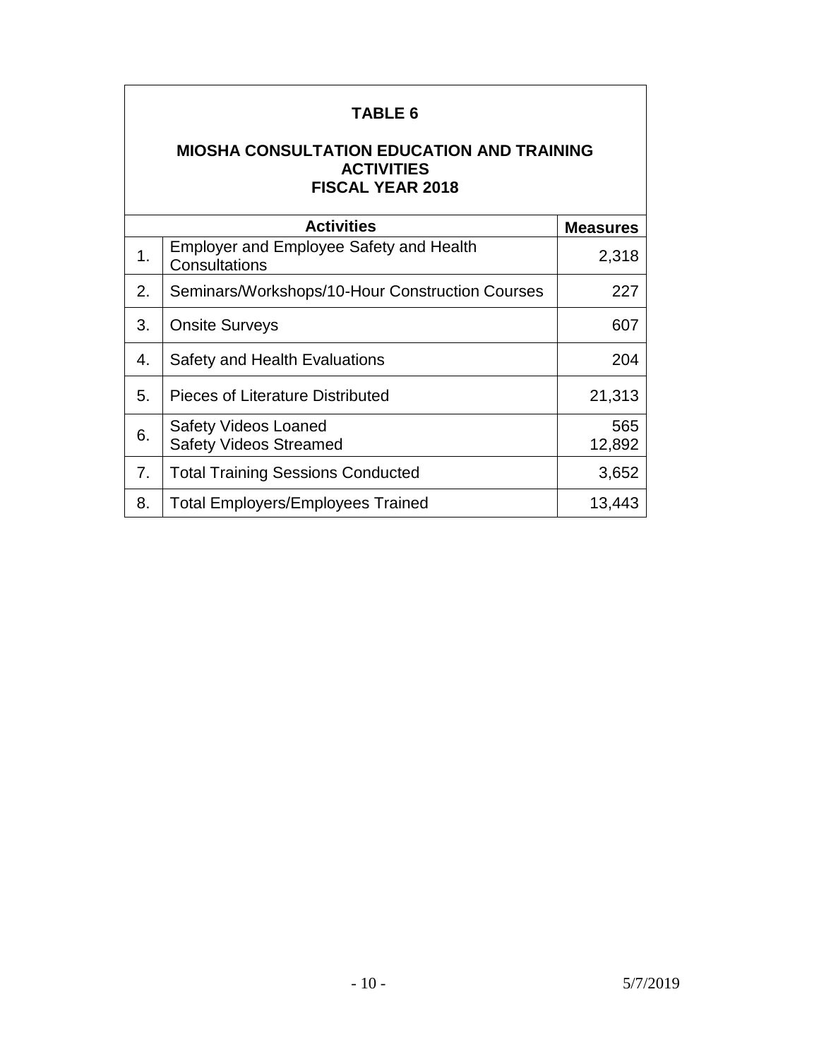**TABLE 6**

**MIOSHA CONSULTATION EDUCATION AND TRAINING ACTIVITIES FISCAL YEAR 2018**

| | Activities | Measures |
|---|---|---|
| 1. | Employer and Employee Safety and Health Consultations | 2,318 |
| 2. | Seminars/Workshops/10-Hour Construction Courses | 227 |
| 3. | Onsite Surveys | 607 |
| 4. | Safety and Health Evaluations | 204 |
| 5. | Pieces of Literature Distributed | 21,313 |
| 6. | Safety Videos Loaned<br>Safety Videos Streamed | 565<br>12,892 |
| 7. | Total Training Sessions Conducted | 3,652 |
| 8. | Total Employers/Employees Trained | 13,443 |